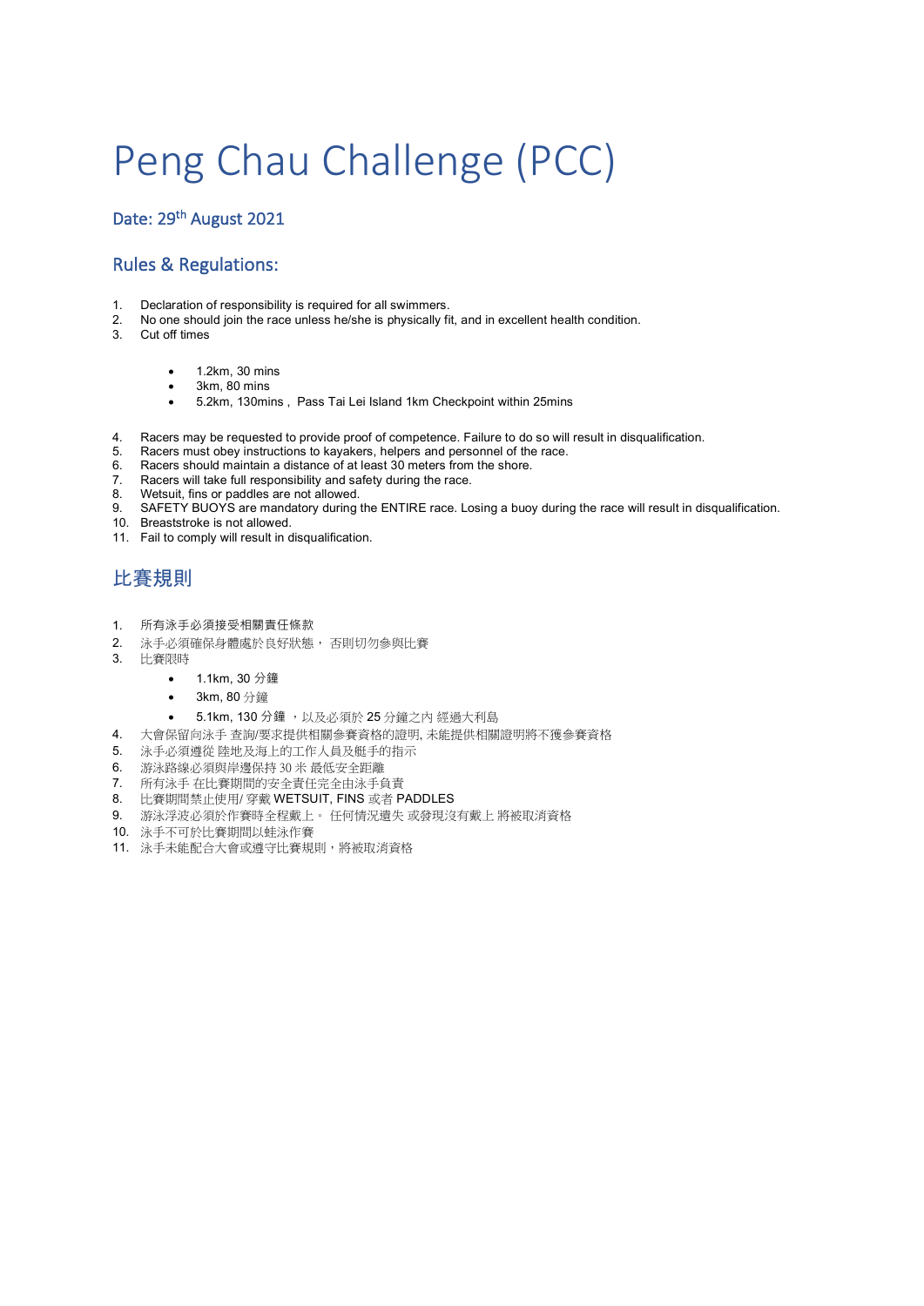# Peng Chau Challenge (PCC)

## Date: 29th August 2021

## Rules & Regulations:

1. Declaration of responsibility is required for all swimmers.
2. No one should join the race unless he/she is physically fit, and in excellent health condition.
3. Cut off times
    - 1.2km, 30 mins
    - 3km, 80 mins
    - 5.2km, 130mins , Pass Tai Lei Island 1km Checkpoint within 25mins
4. Racers may be requested to provide proof of competence. Failure to do so will result in disqualification.
5. Racers must obey instructions to kayakers, helpers and personnel of the race.
6. Racers should maintain a distance of at least 30 meters from the shore.
7. Racers will take full responsibility and safety during the race.
8. Wetsuit, fins or paddles are not allowed.
9. SAFETY BUOYS are mandatory during the ENTIRE race. Losing a buoy during the race will result in disqualification.
10. Breaststroke is not allowed.
11. Fail to comply will result in disqualification.

## 比賽規則

1. 所有泳手必須接受相關責任條款
2. 泳手必須確保身體處於良好狀態， 否則切勿參與比賽
3. 比賽限時
    - 1.1km, 30 分鐘
    - 3km, 80 分鐘
    - 5.1km, 130 分鐘 ，以及必須於 25 分鐘之內 經過大利島
4. 大會保留向泳手 查詢/要求提供相關參賽資格的證明, 未能提供相關證明將不獲參賽資格
5. 泳手必須遵從 陸地及海上的工作人員及艇手的指示
6. 游泳路線必須與岸邊保持 30 米 最低安全距離
7. 所有泳手 在比賽期間的安全責任完全由泳手負責
8. 比賽期間禁止使用/ 穿戴 WETSUIT, FINS 或者 PADDLES
9. 游泳浮波必須於作賽時全程戴上。 任何情況遺失 或發現沒有戴上 將被取消資格
10. 泳手不可於比賽期間以蛙泳作賽
11. 泳手未能配合大會或遵守比賽規則，將被取消資格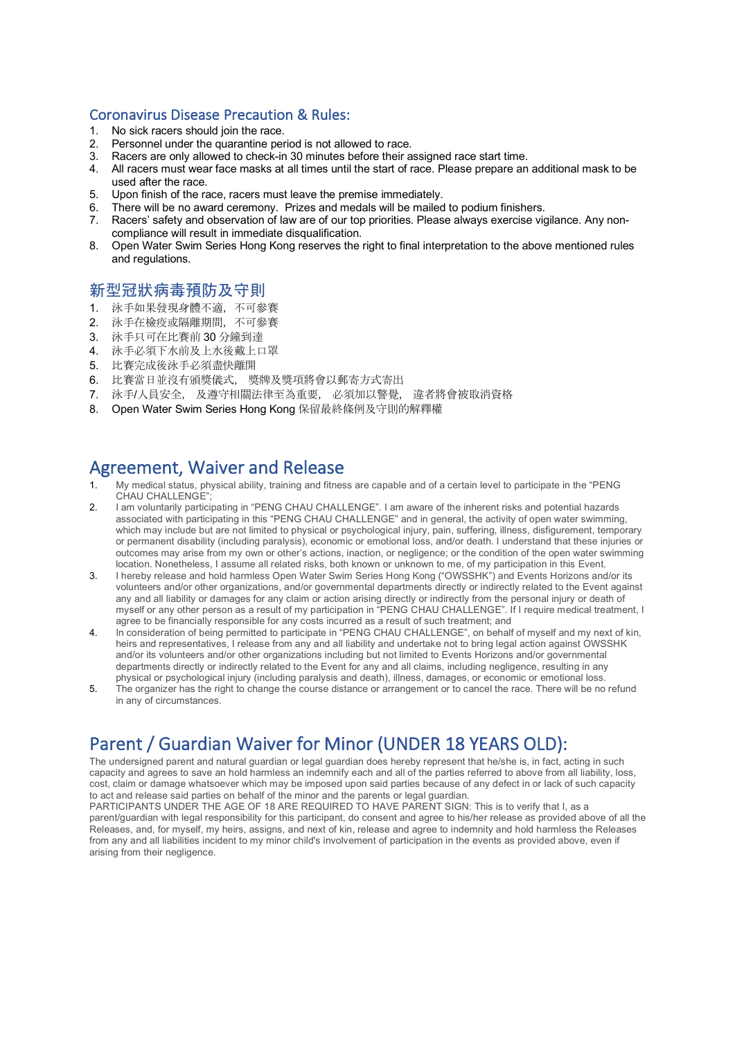## Coronavirus Disease Precaution & Rules:

1. No sick racers should join the race.
2. Personnel under the quarantine period is not allowed to race.
3. Racers are only allowed to check-in 30 minutes before their assigned race start time.
4. All racers must wear face masks at all times until the start of race. Please prepare an additional mask to be used after the race.
5. Upon finish of the race, racers must leave the premise immediately.
6. There will be no award ceremony. Prizes and medals will be mailed to podium finishers.
7. Racers' safety and observation of law are of our top priorities. Please always exercise vigilance. Any non-compliance will result in immediate disqualification.
8. Open Water Swim Series Hong Kong reserves the right to final interpretation to the above mentioned rules and regulations.

## 新型冠狀病毒預防及守則

1. 泳手如果發現身體不適，不可參賽
2. 泳手在檢疫或隔離期間，不可參賽
3. 泳手只可在比賽前 30 分鐘到達
4. 泳手必須下水前及上水後戴上口罩
5. 比賽完成後泳手必須盡快離開
6. 比賽當日並沒有頒獎儀式， 獎牌及獎項將會以郵寄方式寄出
7. 泳手/人員安全， 及遵守相關法律至為重要， 必須加以警覺， 違者將會被取消資格
8. Open Water Swim Series Hong Kong 保留最終條例及守則的解釋權

# Agreement, Waiver and Release

1. My medical status, physical ability, training and fitness are capable and of a certain level to participate in the "PENG CHAU CHALLENGE";
2. I am voluntarily participating in "PENG CHAU CHALLENGE". I am aware of the inherent risks and potential hazards associated with participating in this "PENG CHAU CHALLENGE" and in general, the activity of open water swimming, which may include but are not limited to physical or psychological injury, pain, suffering, illness, disfigurement, temporary or permanent disability (including paralysis), economic or emotional loss, and/or death. I understand that these injuries or outcomes may arise from my own or other's actions, inaction, or negligence; or the condition of the open water swimming location. Nonetheless, I assume all related risks, both known or unknown to me, of my participation in this Event.
3. I hereby release and hold harmless Open Water Swim Series Hong Kong ("OWSSHK") and Events Horizons and/or its volunteers and/or other organizations, and/or governmental departments directly or indirectly related to the Event against any and all liability or damages for any claim or action arising directly or indirectly from the personal injury or death of myself or any other person as a result of my participation in "PENG CHAU CHALLENGE". If I require medical treatment, I agree to be financially responsible for any costs incurred as a result of such treatment; and
4. In consideration of being permitted to participate in "PENG CHAU CHALLENGE", on behalf of myself and my next of kin, heirs and representatives, I release from any and all liability and undertake not to bring legal action against OWSSHK and/or its volunteers and/or other organizations including but not limited to Events Horizons and/or governmental departments directly or indirectly related to the Event for any and all claims, including negligence, resulting in any physical or psychological injury (including paralysis and death), illness, damages, or economic or emotional loss.
5. The organizer has the right to change the course distance or arrangement or to cancel the race. There will be no refund in any of circumstances.

# Parent / Guardian Waiver for Minor (UNDER 18 YEARS OLD):

The undersigned parent and natural guardian or legal guardian does hereby represent that he/she is, in fact, acting in such capacity and agrees to save an hold harmless an indemnify each and all of the parties referred to above from all liability, loss, cost, claim or damage whatsoever which may be imposed upon said parties because of any defect in or lack of such capacity to act and release said parties on behalf of the minor and the parents or legal guardian.
PARTICIPANTS UNDER THE AGE OF 18 ARE REQUIRED TO HAVE PARENT SIGN: This is to verify that I, as a parent/guardian with legal responsibility for this participant, do consent and agree to his/her release as provided above of all the Releases, and, for myself, my heirs, assigns, and next of kin, release and agree to indemnity and hold harmless the Releases from any and all liabilities incident to my minor child's involvement of participation in the events as provided above, even if arising from their negligence.